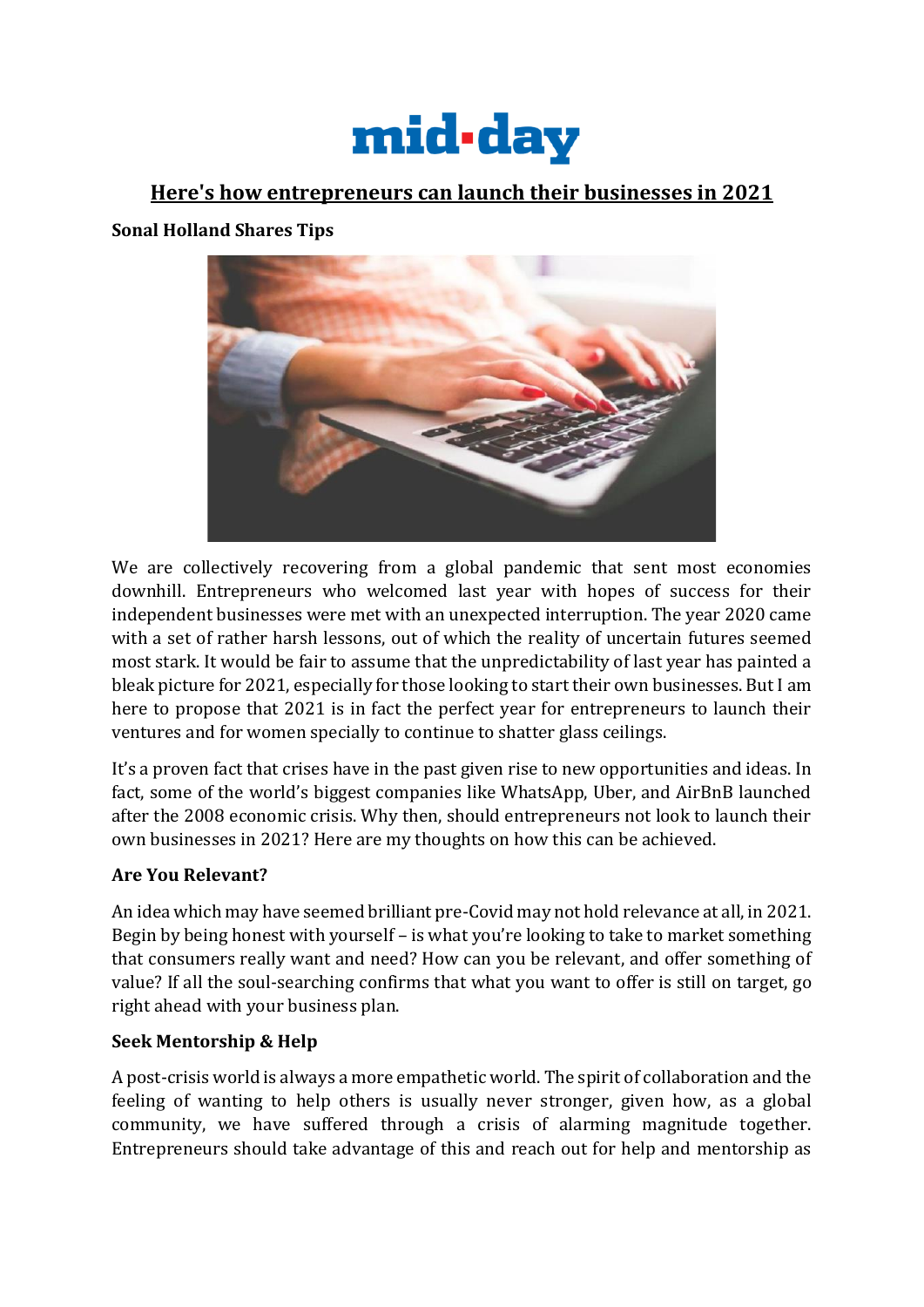mid-day

# Here's how entrepreneurs can launch their businesses in 2021

**Sonal Holland Shares Tips**

We are collectively recovering from a global pandemic that sent most economies downhill. Entrepreneurs who welcomed last year with hopes of success for their independent businesses were met with an unexpected interruption. The year 2020 came with a set of rather harsh lessons, out of which the reality of uncertain futures seemed most stark. It would be fair to assume that the unpredictability of last year has painted a bleak picture for 2021, especially for those looking to start their own businesses. But I am here to propose that 2021 is in fact the perfect year for entrepreneurs to launch their ventures and for women specially to continue to shatter glass ceilings.

It's a proven fact that crises have in the past given rise to new opportunities and ideas. In fact, some of the world's biggest companies like WhatsApp, Uber, and AirBnB launched after the 2008 economic crisis. Why then, should entrepreneurs not look to launch their own businesses in 2021? Here are my thoughts on how this can be achieved.

**Are You Relevant?**

An idea which may have seemed brilliant pre-Covid may not hold relevance at all, in 2021. Begin by being honest with yourself – is what you're looking to take to market something that consumers really want and need? How can you be relevant, and offer something of value? If all the soul-searching confirms that what you want to offer is still on target, go right ahead with your business plan.

**Seek Mentorship & Help**

A post-crisis world is always a more empathetic world. The spirit of collaboration and the feeling of wanting to help others is usually never stronger, given how, as a global community, we have suffered through a crisis of alarming magnitude together. Entrepreneurs should take advantage of this and reach out for help and mentorship as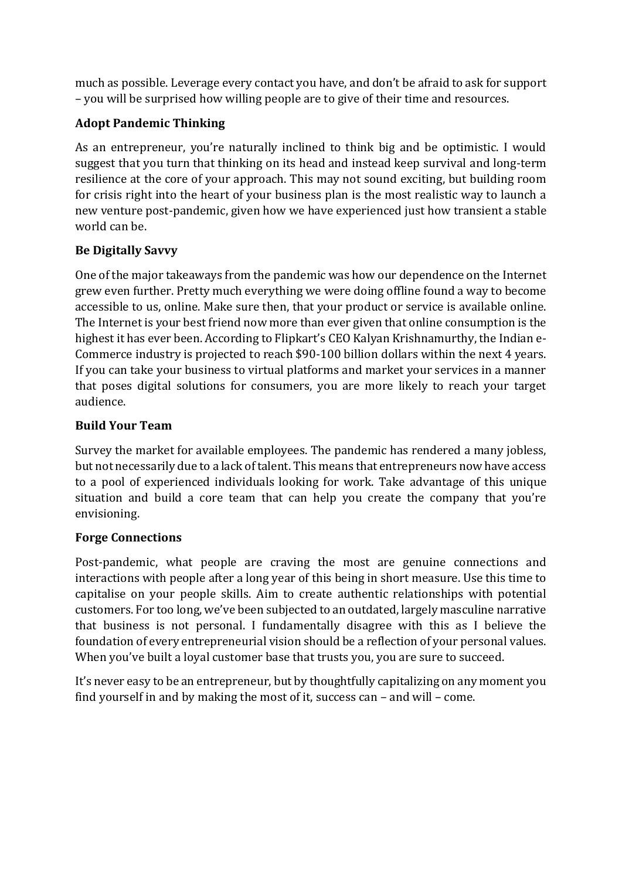much as possible. Leverage every contact you have, and don't be afraid to ask for support – you will be surprised how willing people are to give of their time and resources.

### Adopt Pandemic Thinking

As an entrepreneur, you're naturally inclined to think big and be optimistic. I would suggest that you turn that thinking on its head and instead keep survival and long-term resilience at the core of your approach. This may not sound exciting, but building room for crisis right into the heart of your business plan is the most realistic way to launch a new venture post-pandemic, given how we have experienced just how transient a stable world can be.

### Be Digitally Savvy

One of the major takeaways from the pandemic was how our dependence on the Internet grew even further. Pretty much everything we were doing offline found a way to become accessible to us, online. Make sure then, that your product or service is available online. The Internet is your best friend now more than ever given that online consumption is the highest it has ever been. According to Flipkart's CEO Kalyan Krishnamurthy, the Indian e-Commerce industry is projected to reach $90-100 billion dollars within the next 4 years. If you can take your business to virtual platforms and market your services in a manner that poses digital solutions for consumers, you are more likely to reach your target audience.

### Build Your Team

Survey the market for available employees. The pandemic has rendered a many jobless, but not necessarily due to a lack of talent. This means that entrepreneurs now have access to a pool of experienced individuals looking for work. Take advantage of this unique situation and build a core team that can help you create the company that you're envisioning.

### Forge Connections

Post-pandemic, what people are craving the most are genuine connections and interactions with people after a long year of this being in short measure. Use this time to capitalise on your people skills. Aim to create authentic relationships with potential customers. For too long, we've been subjected to an outdated, largely masculine narrative that business is not personal. I fundamentally disagree with this as I believe the foundation of every entrepreneurial vision should be a reflection of your personal values. When you've built a loyal customer base that trusts you, you are sure to succeed.

It's never easy to be an entrepreneur, but by thoughtfully capitalizing on any moment you find yourself in and by making the most of it, success can – and will – come.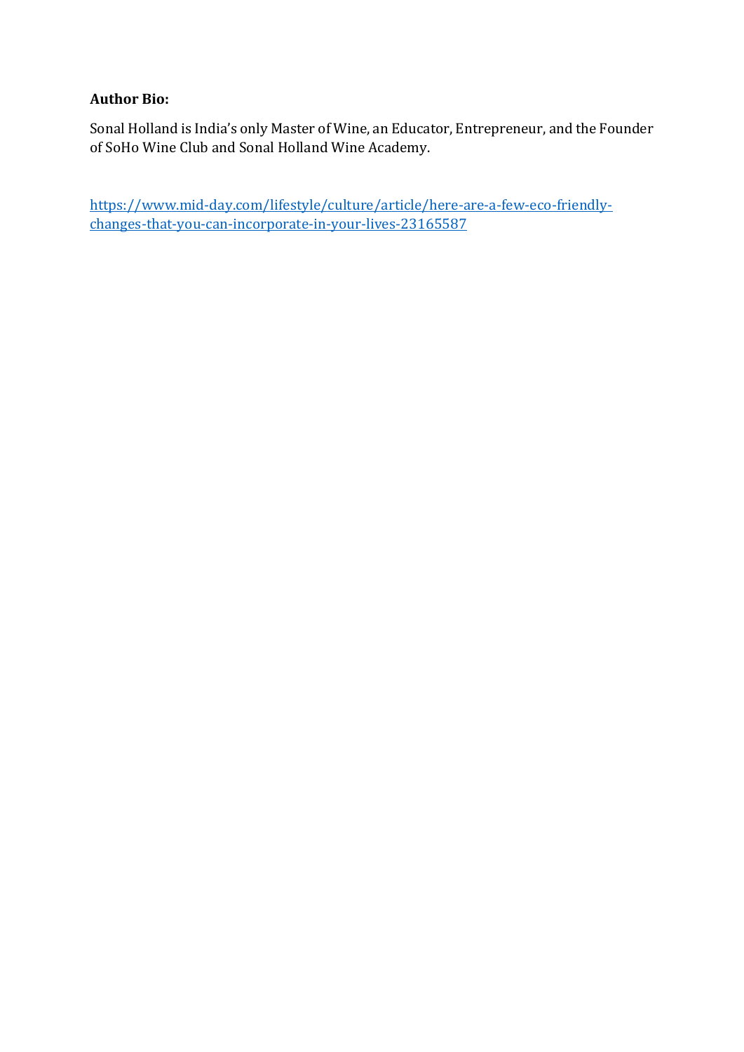**Author Bio:**

Sonal Holland is India's only Master of Wine, an Educator, Entrepreneur, and the Founder of SoHo Wine Club and Sonal Holland Wine Academy.

https://www.mid-day.com/lifestyle/culture/article/here-are-a-few-eco-friendly-changes-that-you-can-incorporate-in-your-lives-23165587